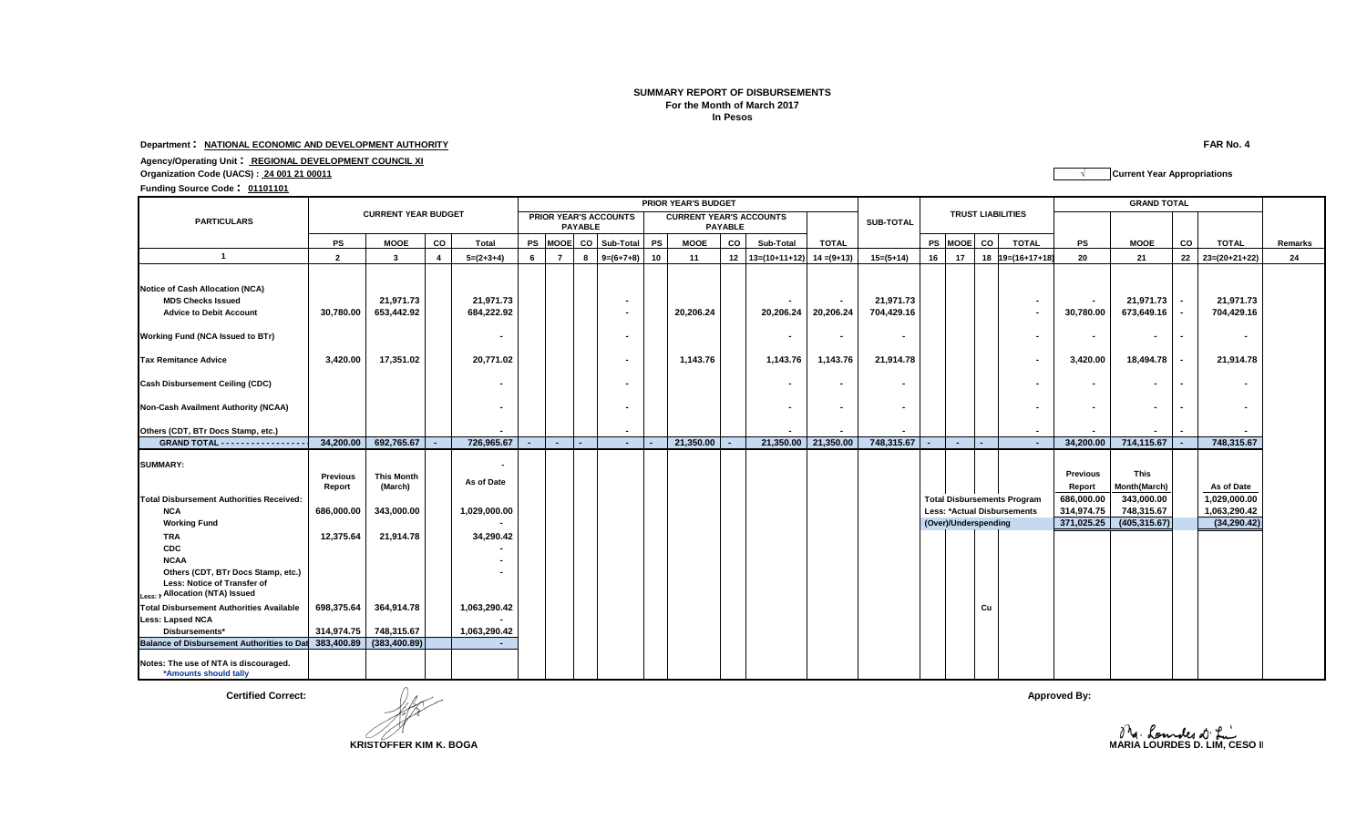**SUMMARY REPORT OF DISBURSEMENTS**
**For the Month of March 2017**
**In Pesos**

**FAR No. 4**

**Department : NATIONAL ECONOMIC AND DEVELOPMENT AUTHORITY**

**Agency/Operating Unit : REGIONAL DEVELOPMENT COUNCIL XI**

**Organization Code (UACS) : 24 001 21 00011**

√ **Current Year Appropriations**

**Funding Source Code : 01101101**

| PARTICULARS | CURRENT YEAR BUDGET | | | | PRIOR YEAR'S BUDGET | | | | | | | | | SUB-TOTAL | TRUST LIABILITIES | | | | GRAND TOTAL | | | | Remarks |
|---|---|---|---|---|---|---|---|---|---|---|---|---|---|---|---|---|---|---|---|---|---|---|---|
| | | | | | PRIOR YEAR'S ACCOUNTS PAYABLE | | | | CURRENT YEAR'S ACCOUNTS PAYABLE | | | | TOTAL | | | | | | | | | | |
| | PS | MOOE | CO | Total | PS | MOOE | CO | Sub-Total | PS | MOOE | CO | Sub-Total | | | PS | MOOE | CO | TOTAL | PS | MOOE | CO | TOTAL | |
| 1 | 2 | 3 | 4 | 5=(2+3+4) | 6 | 7 | 8 | 9=(6+7+8) | 10 | 11 | 12 | 13=(10+11+12) | 14 =(9+13) | 15=(5+14) | 16 | 17 | 18 | 19=(16+17+18) | 20 | 21 | 22 | 23=(20+21+22) | 24 |
| **Notice of Cash Allocation (NCA)** | | | | | | | | | | | | | | | | | | | | | | | |
| **MDS Checks Issued** | | 21,971.73 | | 21,971.73 | | | | - | | | | - | - | 21,971.73 | | | | - | - | 21,971.73 | - | 21,971.73 | |
| **Advice to Debit Account** | 30,780.00 | 653,442.92 | | 684,222.92 | | | | - | | 20,206.24 | | 20,206.24 | 20,206.24 | 704,429.16 | | | | - | 30,780.00 | 673,649.16 | - | 704,429.16 | |
| **Working Fund (NCA Issued to BTr)** | | | | - | | | | - | | | | - | - | - | | | | - | - | - | - | - | |
| **Tax Remitance Advice** | 3,420.00 | 17,351.02 | | 20,771.02 | | | | - | | 1,143.76 | | 1,143.76 | 1,143.76 | 21,914.78 | | | | - | 3,420.00 | 18,494.78 | - | 21,914.78 | |
| **Cash Disbursement Ceiling (CDC)** | | | | - | | | | - | | | | - | - | - | | | | - | - | - | - | - | |
| **Non-Cash Availment Authority (NCAA)** | | | | - | | | | - | | | | - | - | - | | | | - | - | - | - | - | |
| **Others (CDT, BTr Docs Stamp, etc.)** | | | | - | | | | - | | | | - | - | - | | | | - | - | - | - | - | |
| **GRAND TOTAL - - - - - - - - - - - - - - - - -** | 34,200.00 | 692,765.67 | - | 726,965.67 | - | - | - | - | - | 21,350.00 | - | 21,350.00 | 21,350.00 | 748,315.67 | - | - | - | - | 34,200.00 | 714,115.67 | - | 748,315.67 | |

**SUMMARY:**

| | Previous Report | This Month (March) | As of Date |
|---|---|---|---|
| **Total Disbursement Authorities Received:** | | | |
| **NCA** | 686,000.00 | 343,000.00 | 1,029,000.00 |
| **Working Fund** | | | - |
| **TRA** | 12,375.64 | 21,914.78 | 34,290.42 |
| **CDC** | | | - |
| **NCAA** | | | - |
| **Others (CDT, BTr Docs Stamp, etc.)** | | | - |
| **Less: Notice of Transfer of Allocation (NTA) Issued** | | | |
| **Total Disbursement Authorities Available** | 698,375.64 | 364,914.78 | 1,063,290.42 |
| **Less: Lapsed NCA** | | | - |
| **Disbursements*** | 314,974.75 | 748,315.67 | 1,063,290.42 |
| **Balance of Disbursement Authorities to Date** | 383,400.89 | (383,400.89) | - |

| | Previous Report | This Month(March) | As of Date |
|---|---|---|---|
| **Total Disbursements Program** | 686,000.00 | 343,000.00 | 1,029,000.00 |
| **Less: *Actual Disbursements** | 314,974.75 | 748,315.67 | 1,063,290.42 |
| **(Over)/Underspending** | 371,025.25 | (405,315.67) | (34,290.42) |

**Notes: The use of NTA is discouraged.**
***Amounts should tally**

**Certified Correct:**

**KRISTOFFER KIM K. BOGA**

**Approved By:**

**MARIA LOURDES D. LIM, CESO II**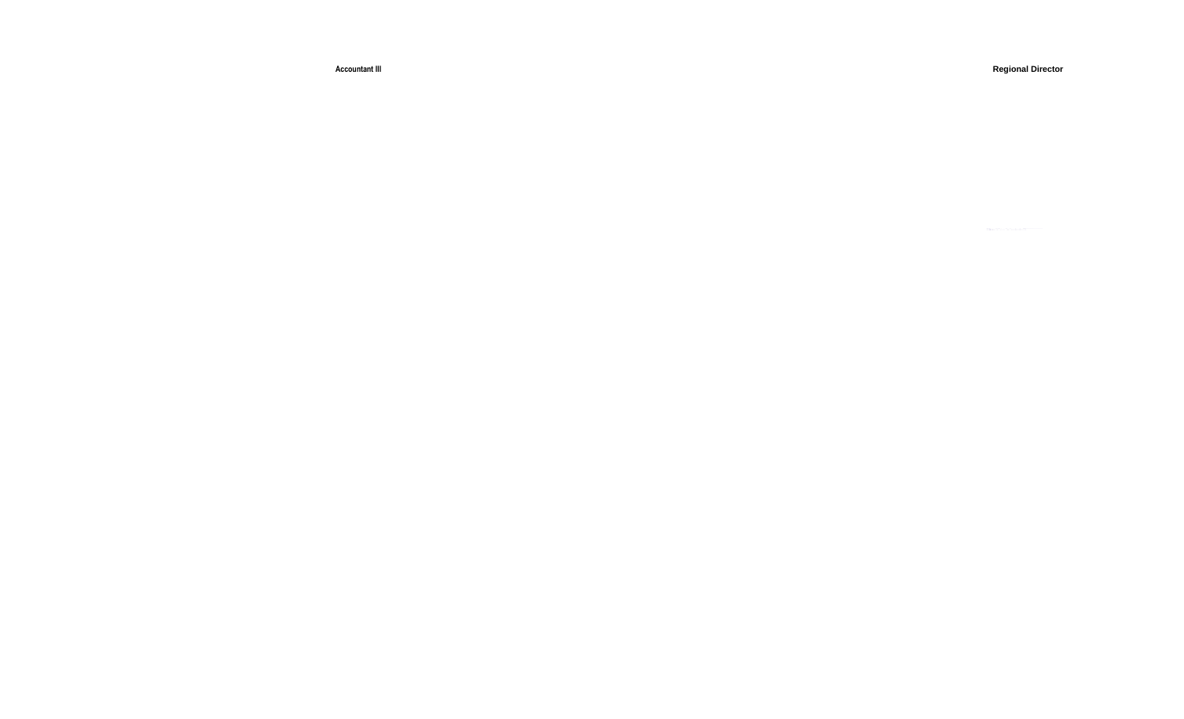**Accountant III**

**Regional Director**